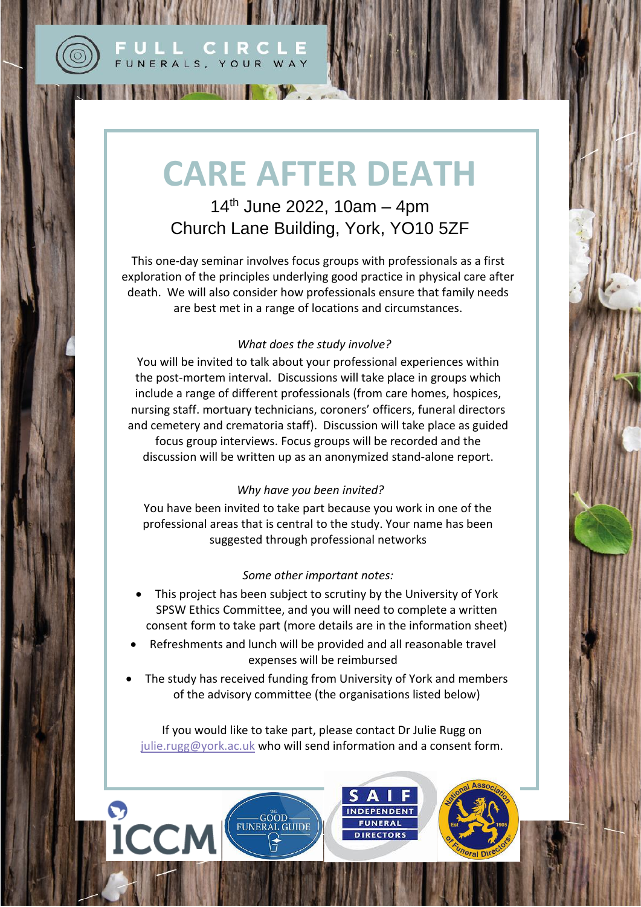FULL CIRCLE

FUNERALS, YOUR WAY

# CARE AFTER DEATH

14th June 2022, 10am – 4pm

Church Lane Building, York, YO10 5ZF

This one-day seminar involves focus groups with professionals as a first exploration of the principles underlying good practice in physical care after death. We will also consider how professionals ensure that family needs are best met in a range of locations and circumstances.

*What does the study involve?*

You will be invited to talk about your professional experiences within the post-mortem interval. Discussions will take place in groups which include a range of different professionals (from care homes, hospices, nursing staff. mortuary technicians, coroners' officers, funeral directors and cemetery and crematoria staff). Discussion will take place as guided focus group interviews. Focus groups will be recorded and the discussion will be written up as an anonymized stand-alone report.

*Why have you been invited?*

You have been invited to take part because you work in one of the professional areas that is central to the study. Your name has been suggested through professional networks

*Some other important notes:*

- This project has been subject to scrutiny by the University of York SPSW Ethics Committee, and you will need to complete a written consent form to take part (more details are in the information sheet)
- Refreshments and lunch will be provided and all reasonable travel expenses will be reimbursed
- The study has received funding from University of York and members of the advisory committee (the organisations listed below)

If you would like to take part, please contact Dr Julie Rugg on julie.rugg@york.ac.uk who will send information and a consent form.

ICCM | THE GOOD FUNERAL GUIDE | SAIF INDEPENDENT FUNERAL DIRECTORS | National Association of Funeral Directors Est 1905